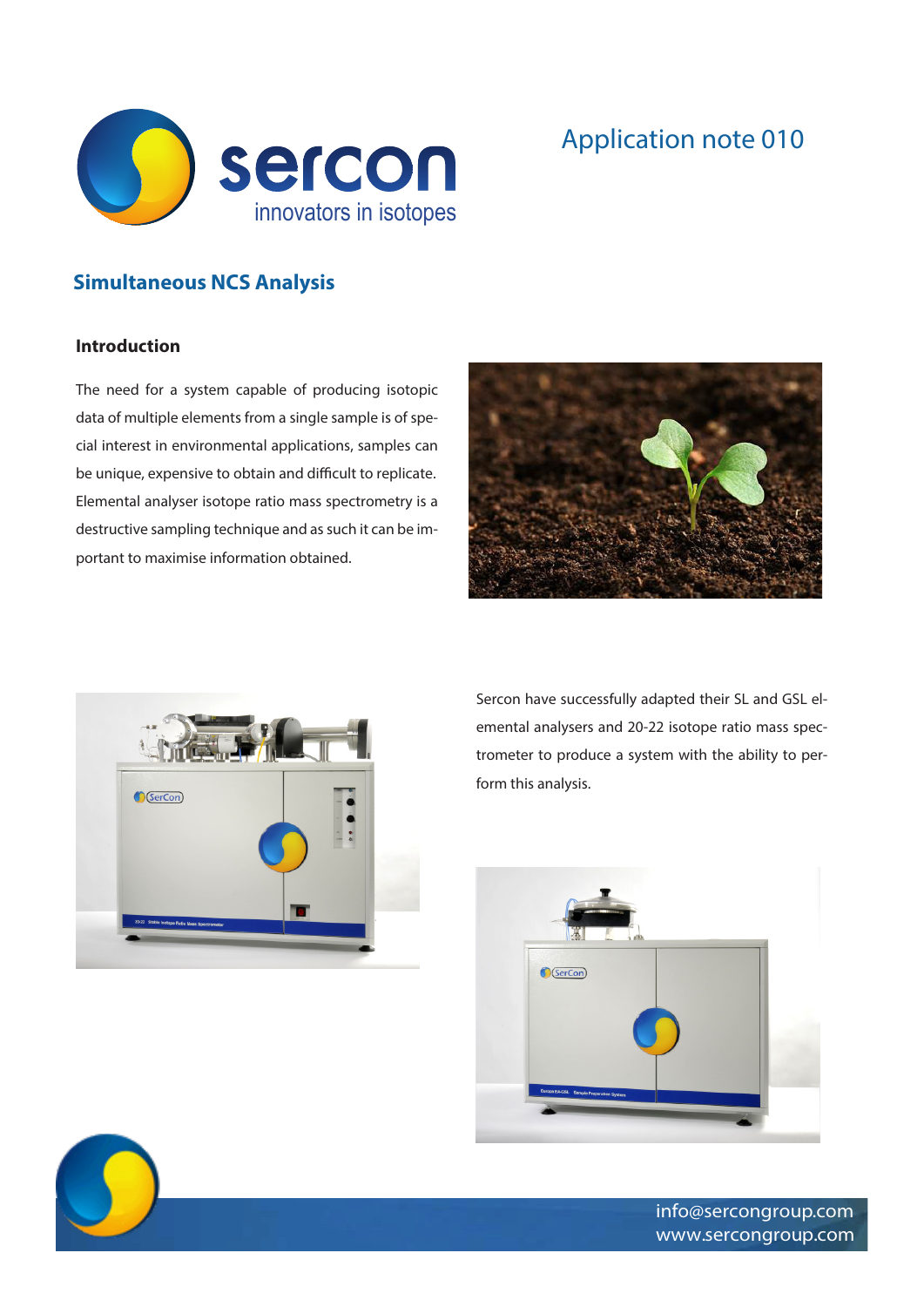sercon

innovators in isotopes

Application note 010

# Simultaneous NCS Analysis

## Introduction

The need for a system capable of producing isotopic data of multiple elements from a single sample is of special interest in environmental applications, samples can be unique, expensive to obtain and difficult to replicate. Elemental analyser isotope ratio mass spectrometry is a destructive sampling technique and as such it can be important to maximise information obtained.

Sercon have successfully adapted their SL and GSL elemental analysers and 20-22 isotope ratio mass spectrometer to produce a system with the ability to perform this analysis.

info@sercongroup.com
www.sercongroup.com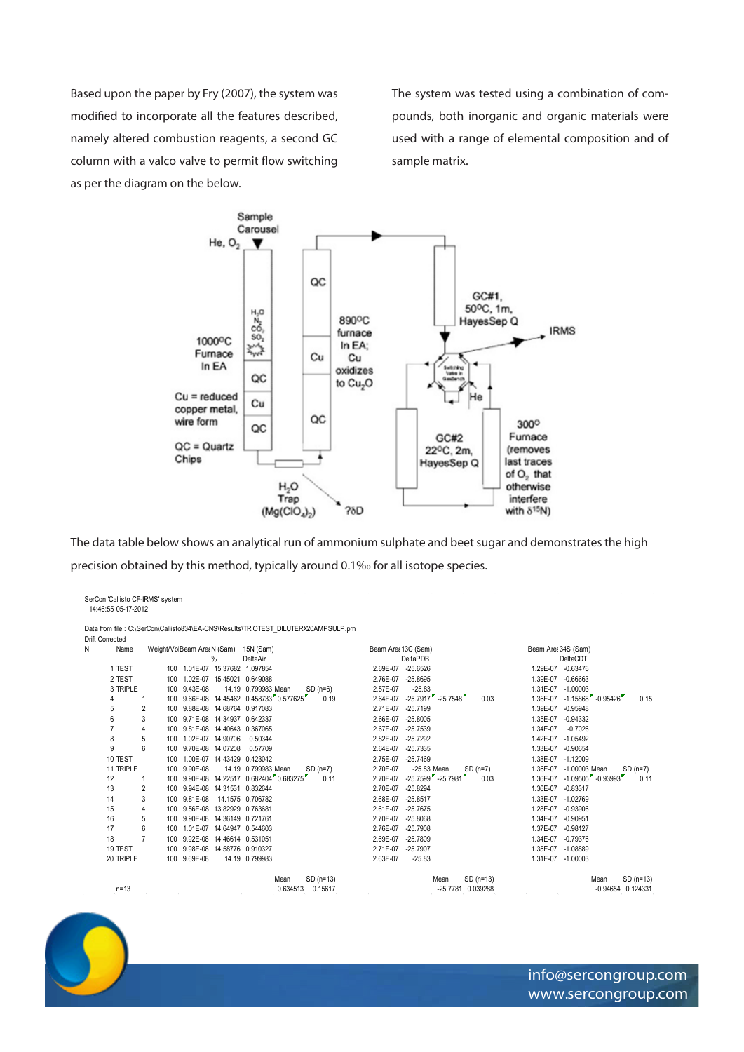Based upon the paper by Fry (2007), the system was modified to incorporate all the features described, namely altered combustion reagents, a second GC column with a valco valve to permit flow switching as per the diagram on the below.

The system was tested using a combination of compounds, both inorganic and organic materials were used with a range of elemental composition and of sample matrix.

Sample Carousel

He, $O_2$

$H_2O$ $N_2$ $CO_2$ $SO_2$

1000°C Furnace In EA

QC

Cu

Cu = reduced copper metal, wire form

QC = Quartz Chips

890°C furnace In EA; Cu oxidizes to $Cu_2O$

$H_2O$ Trap $(Mg(ClO_4)_2)$

?δD

GC#1, 50°C, 1m, HayesSep Q

IRMS

Switching Valve in Gasbench

He

GC#2 22°C, 2m, HayesSep Q

300° Furnace (removes last traces of $O_2$ that otherwise interfere with $\delta^{15}N$)

The data table below shows an analytical run of ammonium sulphate and beet sugar and demonstrates the high precision obtained by this method, typically around 0.1‰ for all isotope species.

SerCon 'Callisto CF-IRMS' system
14:46:55 05-17-2012

Data from file : C:\SerCon\Callisto834\EA-CNS\Results\TRIOTEST_DILUTERX20AMPSULP.prn
Drift Corrected

| N | Name | Weight/Vol | Beam Area N (Sam) | N (Sam) % | 15N (Sam) DeltaAir | | | Beam Area 13C (Sam) | DeltaPDB | | | Beam Area 34S (Sam) | DeltaCDT | | |
|---|---|---|---|---|---|---|---|---|---|---|---|---|---|---|---|
| 1 | TEST | 100 | 1.01E-07 | 15.37682 | 1.097854 | | | 2.69E-07 | -25.6526 | | | 1.29E-07 | -0.63476 | | |
| 2 | TEST | 100 | 1.02E-07 | 15.45021 | 0.649088 | | | 2.76E-07 | -25.8695 | | | 1.39E-07 | -0.66663 | | |
| 3 | TRIPLE | 100 | 9.43E-08 | 14.19 | 0.799983 | Mean | SD (n=6) | 2.57E-07 | -25.83 | | | 1.31E-07 | -1.00003 | | |
| 4 | 1 | 100 | 9.66E-08 | 14.45462 | 0.458733 | 0.577625 | 0.19 | 2.64E-07 | -25.7917 | -25.7548 | 0.03 | 1.36E-07 | -1.15868 | -0.95426 | 0.15 |
| 5 | 2 | 100 | 9.88E-08 | 14.68764 | 0.917083 | | | 2.71E-07 | -25.7199 | | | 1.39E-07 | -0.95948 | | |
| 6 | 3 | 100 | 9.71E-08 | 14.34937 | 0.642337 | | | 2.66E-07 | -25.8005 | | | 1.35E-07 | -0.94332 | | |
| 7 | 4 | 100 | 9.81E-08 | 14.40643 | 0.367065 | | | 2.67E-07 | -25.7539 | | | 1.34E-07 | -0.7026 | | |
| 8 | 5 | 100 | 1.02E-07 | 14.90706 | 0.50344 | | | 2.82E-07 | -25.7292 | | | 1.42E-07 | -1.05492 | | |
| 9 | 6 | 100 | 9.70E-08 | 14.07208 | 0.57709 | | | 2.64E-07 | -25.7335 | | | 1.33E-07 | -0.90654 | | |
| 10 | TEST | 100 | 1.00E-07 | 14.43429 | 0.423042 | | | 2.75E-07 | -25.7469 | | | 1.38E-07 | -1.12009 | | |
| 11 | TRIPLE | 100 | 9.90E-08 | 14.19 | 0.799983 | Mean | SD (n=7) | 2.70E-07 | -25.83 | Mean | SD (n=7) | 1.36E-07 | -1.00003 | Mean | SD (n=7) |
| 12 | 1 | 100 | 9.90E-08 | 14.22517 | 0.682404 | 0.683275 | 0.11 | 2.70E-07 | -25.7599 | -25.7981 | 0.03 | 1.36E-07 | -1.09505 | -0.93993 | 0.11 |
| 13 | 2 | 100 | 9.94E-08 | 14.31531 | 0.832644 | | | 2.70E-07 | -25.8294 | | | 1.36E-07 | -0.83317 | | |
| 14 | 3 | 100 | 9.81E-08 | 14.1575 | 0.706782 | | | 2.68E-07 | -25.8517 | | | 1.33E-07 | -1.02769 | | |
| 15 | 4 | 100 | 9.56E-08 | 13.82929 | 0.763681 | | | 2.61E-07 | -25.7675 | | | 1.28E-07 | -0.93906 | | |
| 16 | 5 | 100 | 9.90E-08 | 14.36149 | 0.721761 | | | 2.70E-07 | -25.8068 | | | 1.34E-07 | -0.90951 | | |
| 17 | 6 | 100 | 1.01E-07 | 14.64947 | 0.544603 | | | 2.76E-07 | -25.7908 | | | 1.37E-07 | -0.98127 | | |
| 18 | 7 | 100 | 9.92E-08 | 14.46614 | 0.531051 | | | 2.69E-07 | -25.7809 | | | 1.34E-07 | -0.79376 | | |
| 19 | TEST | 100 | 9.98E-08 | 14.58776 | 0.910327 | | | 2.71E-07 | -25.7907 | | | 1.35E-07 | -1.08889 | | |
| 20 | TRIPLE | 100 | 9.69E-08 | 14.19 | 0.799983 | | | 2.63E-07 | -25.83 | | | 1.31E-07 | -1.00003 | | |
| | | | | | | Mean | SD (n=13) | | | Mean | SD (n=13) | | | Mean | SD (n=13) |
| | n=13 | | | | | 0.634513 | 0.15617 | | | -25.7781 | 0.039288 | | | -0.94654 | 0.124331 |

info@sercongroup.com
www.sercongroup.com